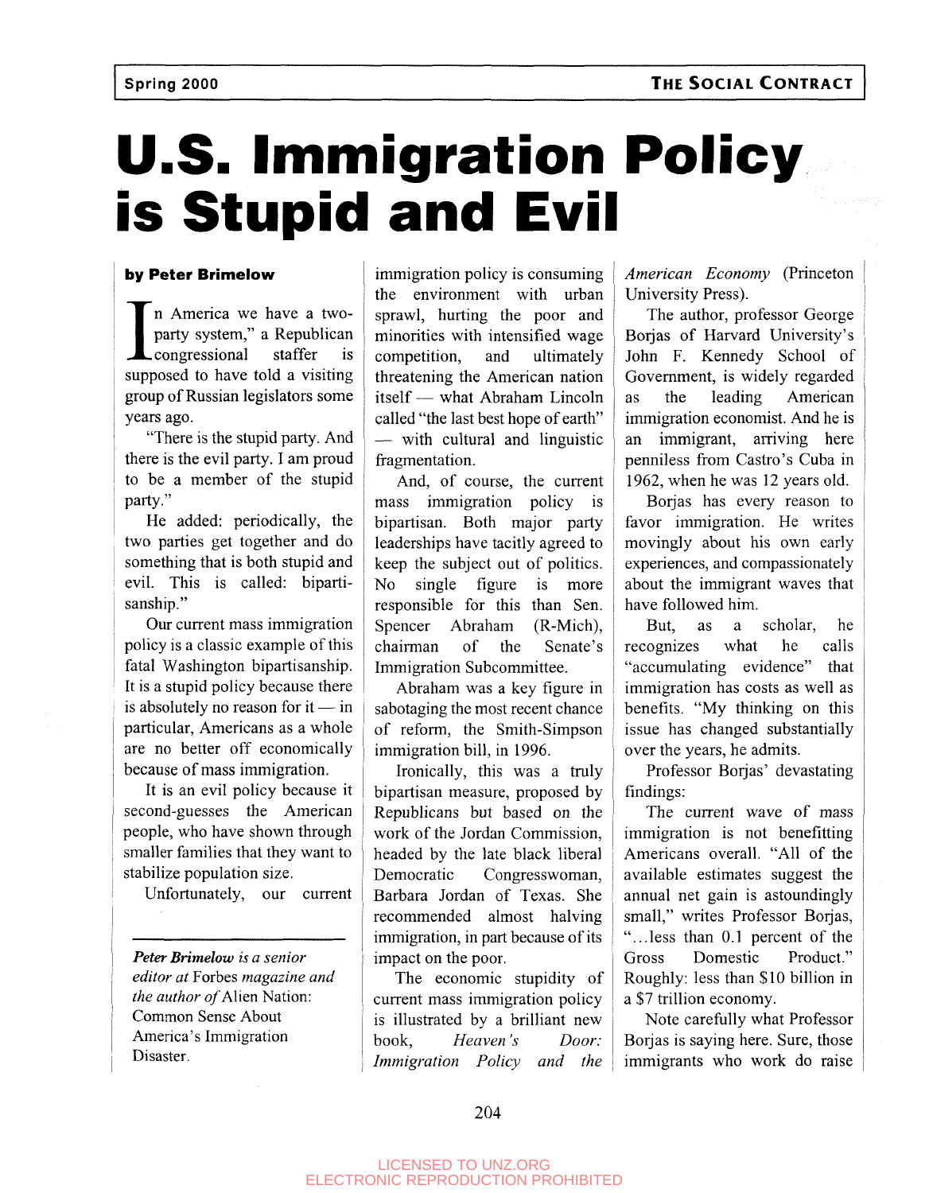# U.S. Immigration Policy is Stupid and Evil

**by Peter Brimelow**

"In America we have a two-party system," a Republican congressional staffer is supposed to have told a visiting group of Russian legislators some years ago.

"There is the stupid party. And there is the evil party. I am proud to be a member of the stupid party."

He added: periodically, the two parties get together and do something that is both stupid and evil. This is called: bipartisanship."

Our current mass immigration policy is a classic example of this fatal Washington bipartisanship. It is a stupid policy because there is absolutely no reason for it — in particular, Americans as a whole are no better off economically because of mass immigration.

It is an evil policy because it second-guesses the American people, who have shown through smaller families that they want to stabilize population size.

Unfortunately, our current immigration policy is consuming the environment with urban sprawl, hurting the poor and minorities with intensified wage competition, and ultimately threatening the American nation itself — what Abraham Lincoln called "the last best hope of earth" — with cultural and linguistic fragmentation.

And, of course, the current mass immigration policy is bipartisan. Both major party leaderships have tacitly agreed to keep the subject out of politics. No single figure is more responsible for this than Sen. Spencer Abraham (R-Mich), chairman of the Senate's Immigration Subcommittee.

Abraham was a key figure in sabotaging the most recent chance of reform, the Smith-Simpson immigration bill, in 1996.

Ironically, this was a truly bipartisan measure, proposed by Republicans but based on the work of the Jordan Commission, headed by the late black liberal Democratic Congresswoman, Barbara Jordan of Texas. She recommended almost halving immigration, in part because of its impact on the poor.

The economic stupidity of current mass immigration policy is illustrated by a brilliant new book, *Heaven's Door: Immigration Policy and the American Economy* (Princeton University Press).

The author, professor George Borjas of Harvard University's John F. Kennedy School of Government, is widely regarded as the leading American immigration economist. And he is an immigrant, arriving here penniless from Castro's Cuba in 1962, when he was 12 years old.

Borjas has every reason to favor immigration. He writes movingly about his own early experiences, and compassionately about the immigrant waves that have followed him.

But, as a scholar, he recognizes what he calls "accumulating evidence" that immigration has costs as well as benefits. "My thinking on this issue has changed substantially over the years, he admits.

Professor Borjas' devastating findings:

The current wave of mass immigration is not benefitting Americans overall. "All of the available estimates suggest the annual net gain is astoundingly small," writes Professor Borjas, "...less than 0.1 percent of the Gross Domestic Product." Roughly: less than $10 billion in a $7 trillion economy.

Note carefully what Professor Borjas is saying here. Sure, those immigrants who work do raise

---

*Peter Brimelow is a senior editor at* Forbes *magazine and the author of* Alien Nation: Common Sense About America's Immigration Disaster.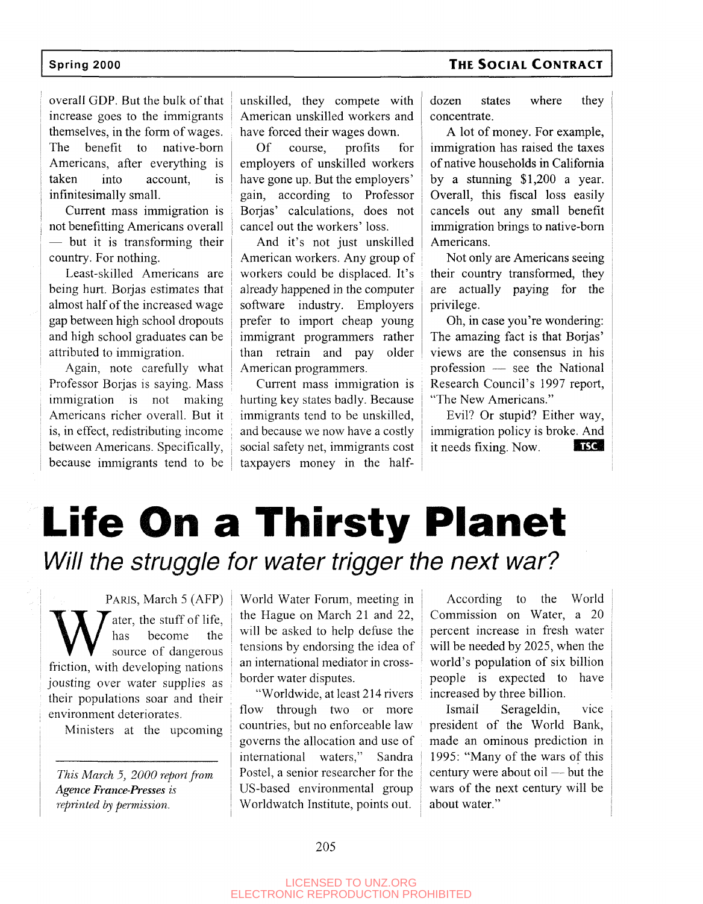overall GDP. But the bulk of that increase goes to the immigrants themselves, in the form of wages. The benefit to native-born Americans, after everything is taken into account, is infinitesimally small.

Current mass immigration is not benefitting Americans overall — but it is transforming their country. For nothing.

Least-skilled Americans are being hurt. Borjas estimates that almost half of the increased wage gap between high school dropouts and high school graduates can be attributed to immigration.

Again, note carefully what Professor Borjas is saying. Mass immigration is not making Americans richer overall. But it is, in effect, redistributing income between Americans. Specifically, because immigrants tend to be unskilled, they compete with American unskilled workers and have forced their wages down.

Of course, profits for employers of unskilled workers have gone up. But the employers' gain, according to Professor Borjas' calculations, does not cancel out the workers' loss.

And it's not just unskilled American workers. Any group of workers could be displaced. It's already happened in the computer software industry. Employers prefer to import cheap young immigrant programmers rather than retrain and pay older American programmers.

Current mass immigration is hurting key states badly. Because immigrants tend to be unskilled, and because we now have a costly social safety net, immigrants cost taxpayers money in the half-dozen states where they concentrate.

A lot of money. For example, immigration has raised the taxes of native households in California by a stunning $1,200 a year. Overall, this fiscal loss easily cancels out any small benefit immigration brings to native-born Americans.

Not only are Americans seeing their country transformed, they are actually paying for the privilege.

Oh, in case you're wondering: The amazing fact is that Borjas' views are the consensus in his profession — see the National Research Council's 1997 report, "The New Americans."

Evil? Or stupid? Either way, immigration policy is broke. And it needs fixing. Now. TSC

# Life On a Thirsty Planet

## *Will the struggle for water trigger the next war?*

PARIS, March 5 (AFP)

Water, the stuff of life, has become the source of dangerous friction, with developing nations jousting over water supplies as their populations soar and their environment deteriorates.

Ministers at the upcoming World Water Forum, meeting in the Hague on March 21 and 22, will be asked to help defuse the tensions by endorsing the idea of an international mediator in cross-border water disputes.

"Worldwide, at least 214 rivers flow through two or more countries, but no enforceable law governs the allocation and use of international waters," Sandra Postel, a senior researcher for the US-based environmental group Worldwatch Institute, points out.

According to the World Commission on Water, a 20 percent increase in fresh water will be needed by 2025, when the world's population of six billion people is expected to have increased by three billion.

Ismail Serageldin, vice president of the World Bank, made an ominous prediction in 1995: "Many of the wars of this century were about oil — but the wars of the next century will be about water."

---

*This March 5, 2000 report from Agence France-Presses is reprinted by permission.*